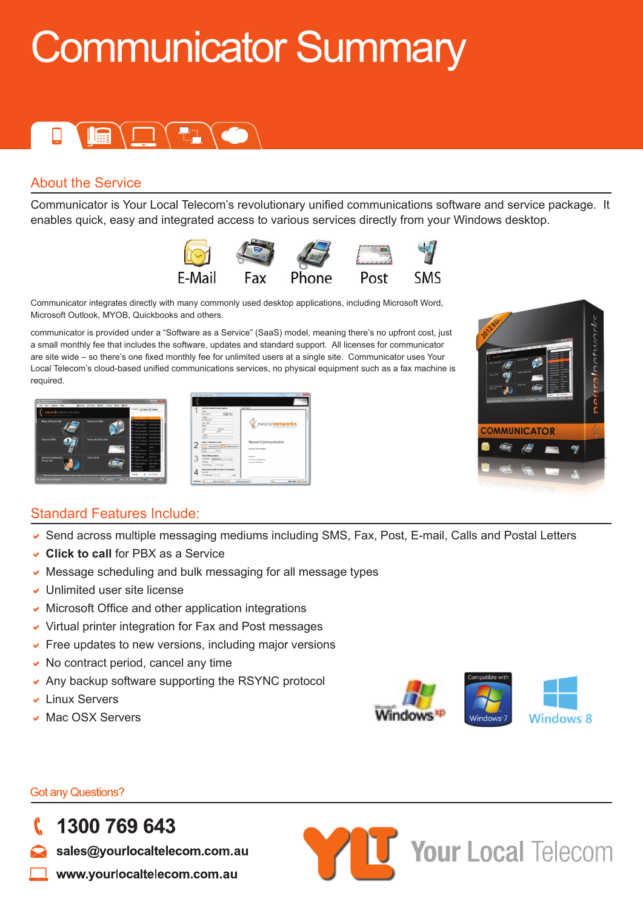# Communicator Summary

## About the Service

Communicator is Your Local Telecom's revolutionary unified communications software and service package. It enables quick, easy and integrated access to various services directly from your Windows desktop.

E-Mail Fax Phone Post SMS

Communicator integrates directly with many commonly used desktop applications, including Microsoft Word, Microsoft Outlook, MYOB, Quickbooks and others.

communicator is provided under a "Software as a Service" (SaaS) model, meaning there's no upfront cost, just a small monthly fee that includes the software, updates and standard support. All licenses for communicator are site wide – so there's one fixed monthly fee for unlimited users at a single site. Communicator uses Your Local Telecom's cloud-based unified communications services, no physical equipment such as a fax machine is required.

## Standard Features Include:

- Send across multiple messaging mediums including SMS, Fax, Post, E-mail, Calls and Postal Letters
- **Click to call** for PBX as a Service
- Message scheduling and bulk messaging for all message types
- Unlimited user site license
- Microsoft Office and other application integrations
- Virtual printer integration for Fax and Post messages
- Free updates to new versions, including major versions
- No contract period, cancel any time
- Any backup software supporting the RSYNC protocol
- Linux Servers
- Mac OSX Servers

Windows XP · Compatible with Windows 7 · Windows 8

Got any Questions?

**1300 769 643**

**sales@yourlocaltelecom.com.au**

**www.yourlocaltelecom.com.au**

YLT Your Local Telecom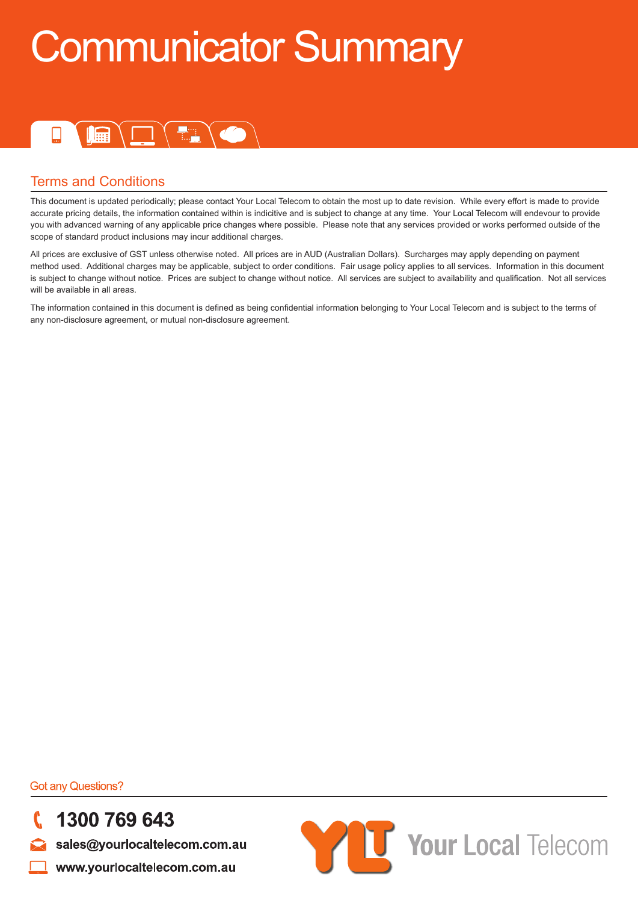# Communicator Summary

## Terms and Conditions

This document is updated periodically; please contact Your Local Telecom to obtain the most up to date revision. While every effort is made to provide accurate pricing details, the information contained within is indicitive and is subject to change at any time. Your Local Telecom will endevour to provide you with advanced warning of any applicable price changes where possible. Please note that any services provided or works performed outside of the scope of standard product inclusions may incur additional charges.

All prices are exclusive of GST unless otherwise noted. All prices are in AUD (Australian Dollars). Surcharges may apply depending on payment method used. Additional charges may be applicable, subject to order conditions. Fair usage policy applies to all services. Information in this document is subject to change without notice. Prices are subject to change without notice. All services are subject to availability and qualification. Not all services will be available in all areas.

The information contained in this document is defined as being confidential information belonging to Your Local Telecom and is subject to the terms of any non-disclosure agreement, or mutual non-disclosure agreement.

## Got any Questions?

**1300 769 643**

**sales@yourlocaltelecom.com.au**

**www.yourlocaltelecom.com.au**

YLT Your Local Telecom